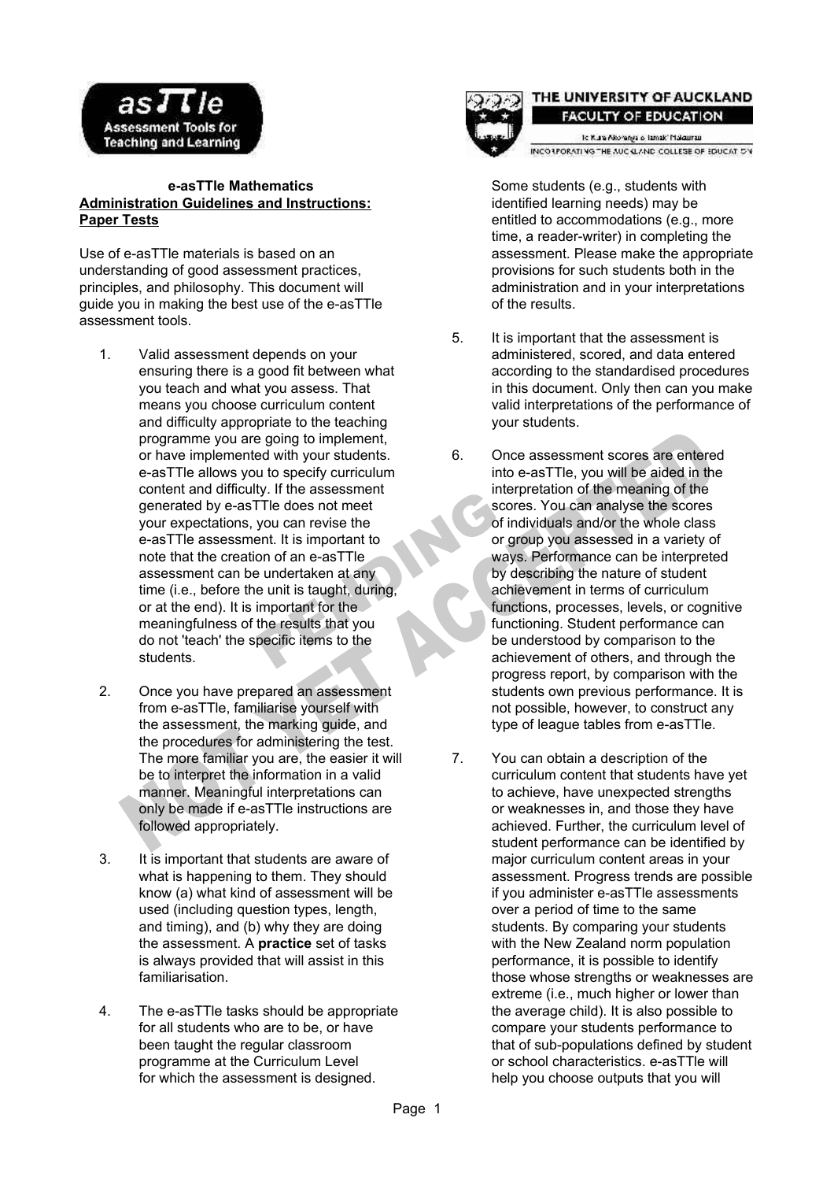**e-asTTle Mathematics**
**Administration Guidelines and Instructions: Paper Tests**

Use of e-asTTle materials is based on an understanding of good assessment practices, principles, and philosophy. This document will guide you in making the best use of the e-asTTle assessment tools.

1. Valid assessment depends on your ensuring there is a good fit between what you teach and what you assess. That means you choose curriculum content and difficulty appropriate to the teaching programme you are going to implement, or have implemented with your students. e-asTTle allows you to specify curriculum content and difficulty. If the assessment generated by e-asTTle does not meet your expectations, you can revise the e-asTTle assessment. It is important to note that the creation of an e-asTTle assessment can be undertaken at any time (i.e., before the unit is taught, during, or at the end). It is important for the meaningfulness of the results that you do not 'teach' the specific items to the students.

2. Once you have prepared an assessment from e-asTTle, familiarise yourself with the assessment, the marking guide, and the procedures for administering the test. The more familiar you are, the easier it will be to interpret the information in a valid manner. Meaningful interpretations can only be made if e-asTTle instructions are followed appropriately.

3. It is important that students are aware of what is happening to them. They should know (a) what kind of assessment will be used (including question types, length, and timing), and (b) why they are doing the assessment. A **practice** set of tasks is always provided that will assist in this familiarisation.

4. The e-asTTle tasks should be appropriate for all students who are to be, or have been taught the regular classroom programme at the Curriculum Level for which the assessment is designed. Some students (e.g., students with identified learning needs) may be entitled to accommodations (e.g., more time, a reader-writer) in completing the assessment. Please make the appropriate provisions for such students both in the administration and in your interpretations of the results.

5. It is important that the assessment is administered, scored, and data entered according to the standardised procedures in this document. Only then can you make valid interpretations of the performance of your students.

6. Once assessment scores are entered into e-asTTle, you will be aided in the interpretation of the meaning of the scores. You can analyse the scores of individuals and/or the whole class or group you assessed in a variety of ways. Performance can be interpreted by describing the nature of student achievement in terms of curriculum functions, processes, levels, or cognitive functioning. Student performance can be understood by comparison to the achievement of others, and through the progress report, by comparison with the students own previous performance. It is not possible, however, to construct any type of league tables from e-asTTle.

7. You can obtain a description of the curriculum content that students have yet to achieve, have unexpected strengths or weaknesses in, and those they have achieved. Further, the curriculum level of student performance can be identified by major curriculum content areas in your assessment. Progress trends are possible if you administer e-asTTle assessments over a period of time to the same students. By comparing your students with the New Zealand norm population performance, it is possible to identify those whose strengths or weaknesses are extreme (i.e., much higher or lower than the average child). It is also possible to compare your students performance to that of sub-populations defined by student or school characteristics. e-asTTle will help you choose outputs that you will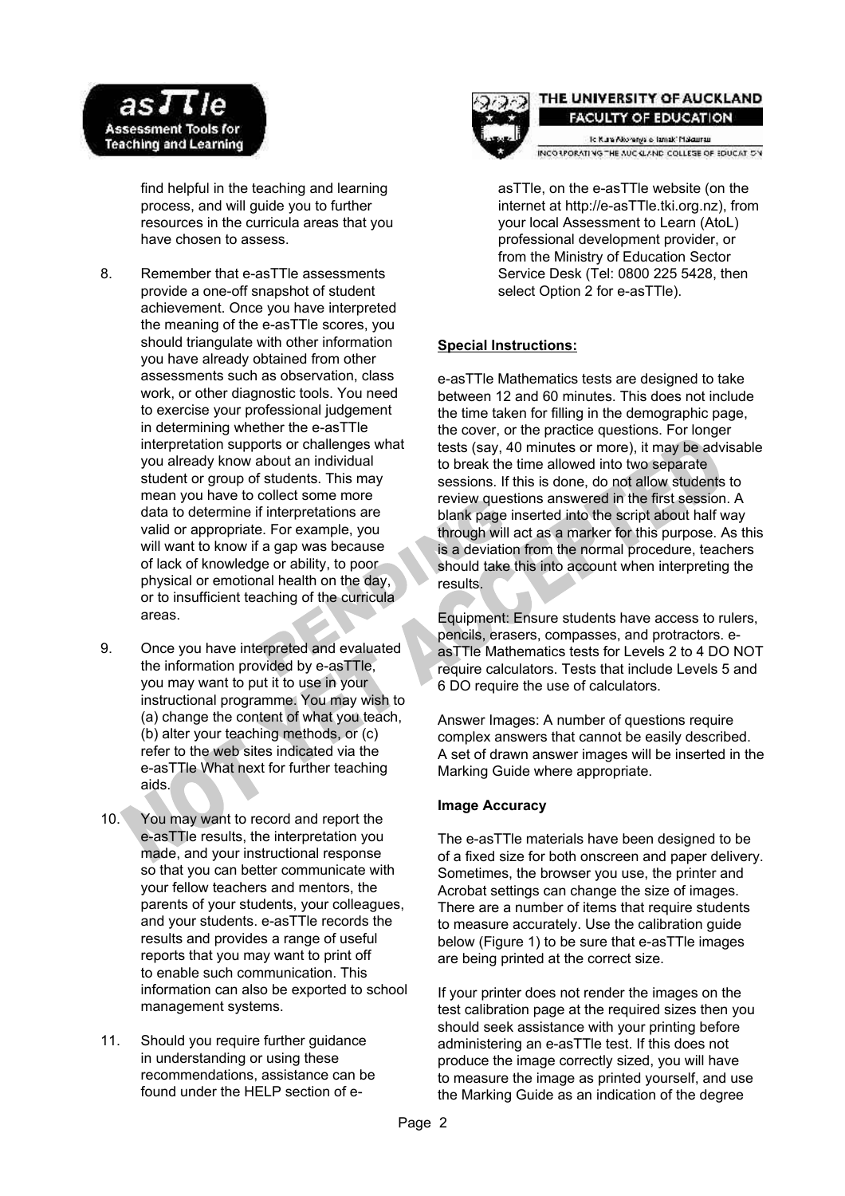find helpful in the teaching and learning process, and will guide you to further resources in the curricula areas that you have chosen to assess.

8. Remember that e-asTTle assessments provide a one-off snapshot of student achievement. Once you have interpreted the meaning of the e-asTTle scores, you should triangulate with other information you have already obtained from other assessments such as observation, class work, or other diagnostic tools. You need to exercise your professional judgement in determining whether the e-asTTle interpretation supports or challenges what you already know about an individual student or group of students. This may mean you have to collect some more data to determine if interpretations are valid or appropriate. For example, you will want to know if a gap was because of lack of knowledge or ability, to poor physical or emotional health on the day, or to insufficient teaching of the curricula areas.

9. Once you have interpreted and evaluated the information provided by e-asTTle, you may want to put it to use in your instructional programme. You may wish to (a) change the content of what you teach, (b) alter your teaching methods, or (c) refer to the web sites indicated via the e-asTTle What next for further teaching aids.

10. You may want to record and report the e-asTTle results, the interpretation you made, and your instructional response so that you can better communicate with your fellow teachers and mentors, the parents of your students, your colleagues, and your students. e-asTTle records the results and provides a range of useful reports that you may want to print off to enable such communication. This information can also be exported to school management systems.

11. Should you require further guidance in understanding or using these recommendations, assistance can be found under the HELP section of e-asTTle, on the e-asTTle website (on the internet at http://e-asTTle.tki.org.nz), from your local Assessment to Learn (AtoL) professional development provider, or from the Ministry of Education Sector Service Desk (Tel: 0800 225 5428, then select Option 2 for e-asTTle).

**Special Instructions:**

e-asTTle Mathematics tests are designed to take between 12 and 60 minutes. This does not include the time taken for filling in the demographic page, the cover, or the practice questions. For longer tests (say, 40 minutes or more), it may be advisable to break the time allowed into two separate sessions. If this is done, do not allow students to review questions answered in the first session. A blank page inserted into the script about half way through will act as a marker for this purpose. As this is a deviation from the normal procedure, teachers should take this into account when interpreting the results.

Equipment: Ensure students have access to rulers, pencils, erasers, compasses, and protractors. e-asTTle Mathematics tests for Levels 2 to 4 DO NOT require calculators. Tests that include Levels 5 and 6 DO require the use of calculators.

Answer Images: A number of questions require complex answers that cannot be easily described. A set of drawn answer images will be inserted in the Marking Guide where appropriate.

**Image Accuracy**

The e-asTTle materials have been designed to be of a fixed size for both onscreen and paper delivery. Sometimes, the browser you use, the printer and Acrobat settings can change the size of images. There are a number of items that require students to measure accurately. Use the calibration guide below (Figure 1) to be sure that e-asTTle images are being printed at the correct size.

If your printer does not render the images on the test calibration page at the required sizes then you should seek assistance with your printing before administering an e-asTTle test. If this does not produce the image correctly sized, you will have to measure the image as printed yourself, and use the Marking Guide as an indication of the degree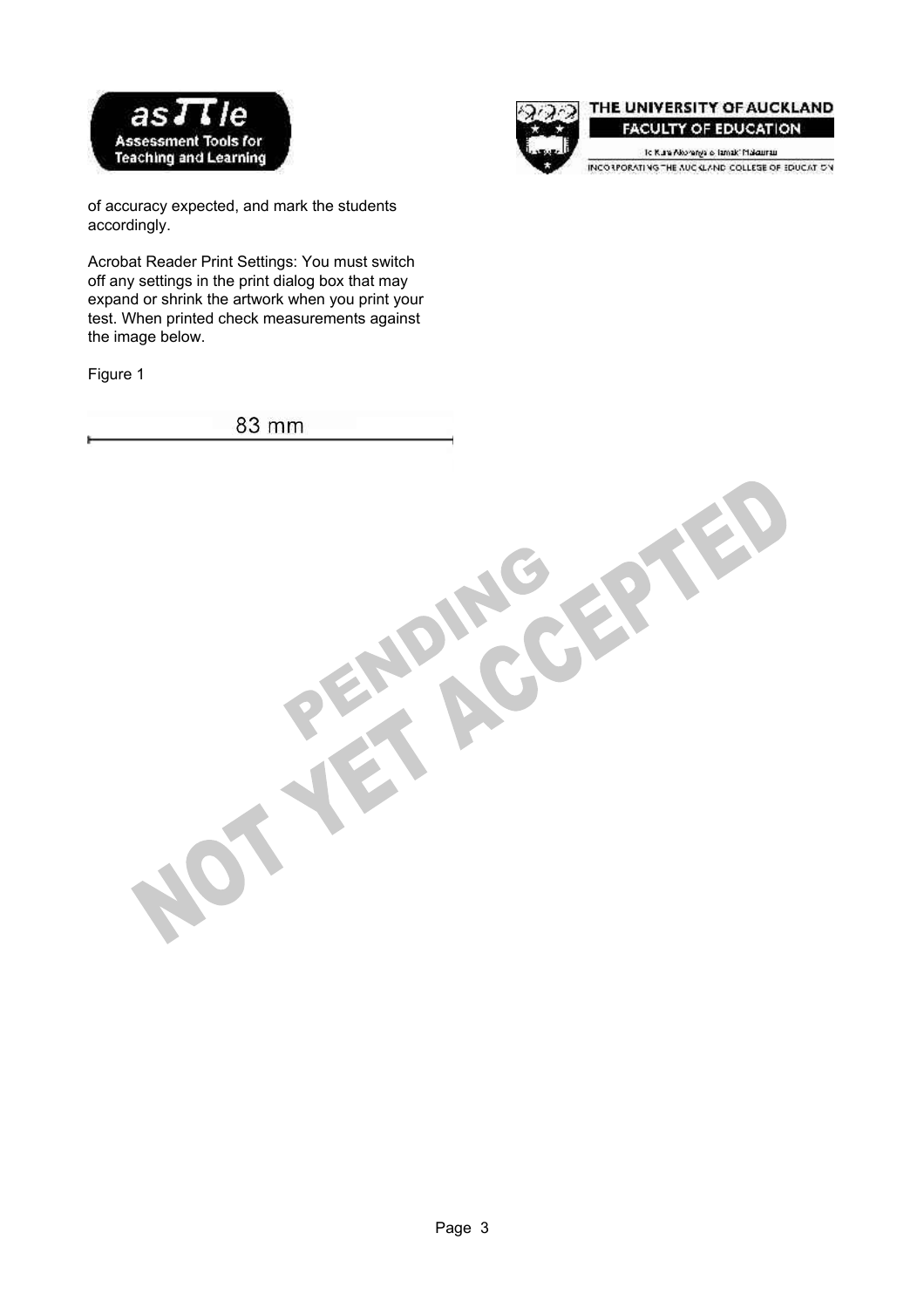of accuracy expected, and mark the students accordingly.

Acrobat Reader Print Settings: You must switch off any settings in the print dialog box that may expand or shrink the artwork when you print your test. When printed check measurements against the image below.

Figure 1

83 mm